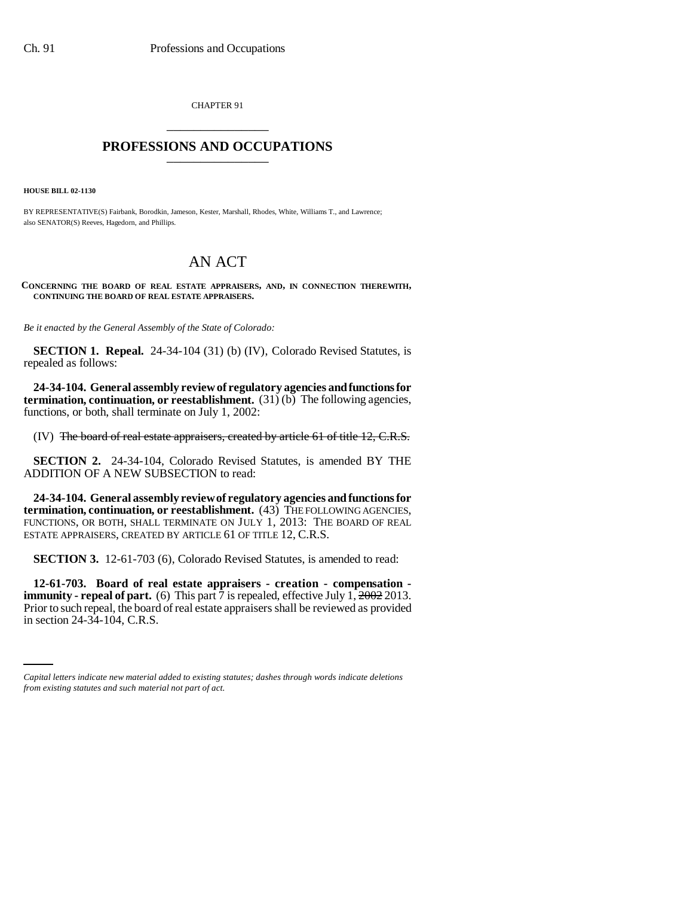CHAPTER 91

# PROFESSIONS AND OCCUPATIONS

**HOUSE BILL 02-1130**

BY REPRESENTATIVE(S) Fairbank, Borodkin, Jameson, Kester, Marshall, Rhodes, White, Williams T., and Lawrence; also SENATOR(S) Reeves, Hagedorn, and Phillips.

# AN ACT

**CONCERNING THE BOARD OF REAL ESTATE APPRAISERS, AND, IN CONNECTION THEREWITH, CONTINUING THE BOARD OF REAL ESTATE APPRAISERS.**

*Be it enacted by the General Assembly of the State of Colorado:*

**SECTION 1. Repeal.** 24-34-104 (31) (b) (IV), Colorado Revised Statutes, is repealed as follows:

**24-34-104. General assembly review of regulatory agencies and functions for termination, continuation, or reestablishment.** (31) (b) The following agencies, functions, or both, shall terminate on July 1, 2002:

(IV) ~~The board of real estate appraisers, created by article 61 of title 12, C.R.S.~~

**SECTION 2.** 24-34-104, Colorado Revised Statutes, is amended BY THE ADDITION OF A NEW SUBSECTION to read:

**24-34-104. General assembly review of regulatory agencies and functions for termination, continuation, or reestablishment.** (43) THE FOLLOWING AGENCIES, FUNCTIONS, OR BOTH, SHALL TERMINATE ON JULY 1, 2013: THE BOARD OF REAL ESTATE APPRAISERS, CREATED BY ARTICLE 61 OF TITLE 12, C.R.S.

**SECTION 3.** 12-61-703 (6), Colorado Revised Statutes, is amended to read:

**12-61-703. Board of real estate appraisers - creation - compensation - immunity - repeal of part.** (6) This part 7 is repealed, effective July 1, ~~2002~~ 2013. Prior to such repeal, the board of real estate appraisers shall be reviewed as provided in section 24-34-104, C.R.S.

*Capital letters indicate new material added to existing statutes; dashes through words indicate deletions from existing statutes and such material not part of act.*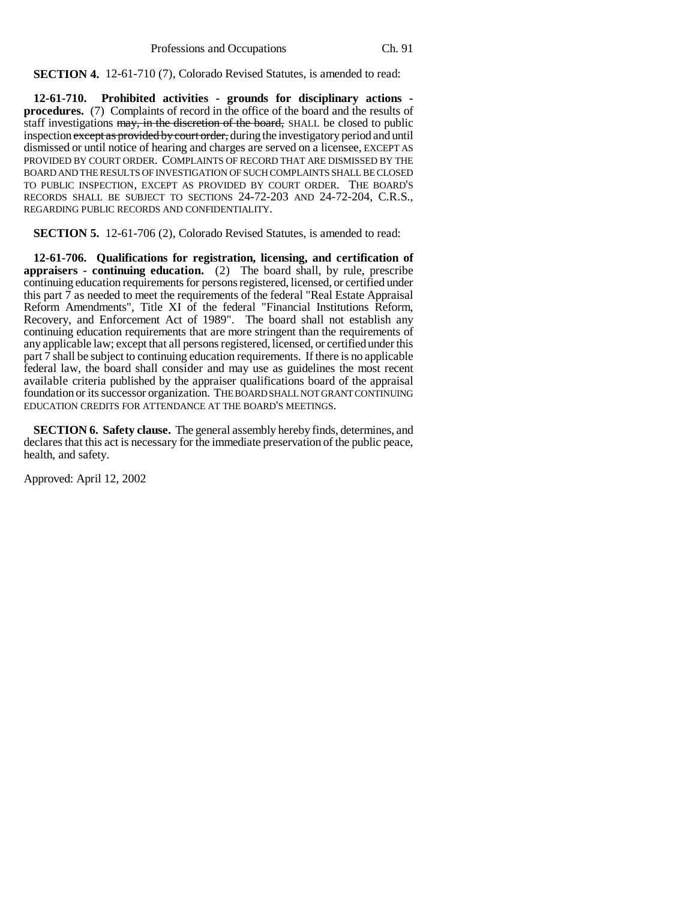**SECTION 4.** 12-61-710 (7), Colorado Revised Statutes, is amended to read:

**12-61-710. Prohibited activities - grounds for disciplinary actions - procedures.** (7) Complaints of record in the office of the board and the results of staff investigations ~~may, in the discretion of the board,~~ SHALL be closed to public inspection ~~except as provided by court order,~~ during the investigatory period and until dismissed or until notice of hearing and charges are served on a licensee, EXCEPT AS PROVIDED BY COURT ORDER. COMPLAINTS OF RECORD THAT ARE DISMISSED BY THE BOARD AND THE RESULTS OF INVESTIGATION OF SUCH COMPLAINTS SHALL BE CLOSED TO PUBLIC INSPECTION, EXCEPT AS PROVIDED BY COURT ORDER. THE BOARD'S RECORDS SHALL BE SUBJECT TO SECTIONS 24-72-203 AND 24-72-204, C.R.S., REGARDING PUBLIC RECORDS AND CONFIDENTIALITY.

**SECTION 5.** 12-61-706 (2), Colorado Revised Statutes, is amended to read:

**12-61-706. Qualifications for registration, licensing, and certification of appraisers - continuing education.** (2) The board shall, by rule, prescribe continuing education requirements for persons registered, licensed, or certified under this part 7 as needed to meet the requirements of the federal "Real Estate Appraisal Reform Amendments", Title XI of the federal "Financial Institutions Reform, Recovery, and Enforcement Act of 1989". The board shall not establish any continuing education requirements that are more stringent than the requirements of any applicable law; except that all persons registered, licensed, or certified under this part 7 shall be subject to continuing education requirements. If there is no applicable federal law, the board shall consider and may use as guidelines the most recent available criteria published by the appraiser qualifications board of the appraisal foundation or its successor organization. THE BOARD SHALL NOT GRANT CONTINUING EDUCATION CREDITS FOR ATTENDANCE AT THE BOARD'S MEETINGS.

**SECTION 6. Safety clause.** The general assembly hereby finds, determines, and declares that this act is necessary for the immediate preservation of the public peace, health, and safety.

Approved: April 12, 2002